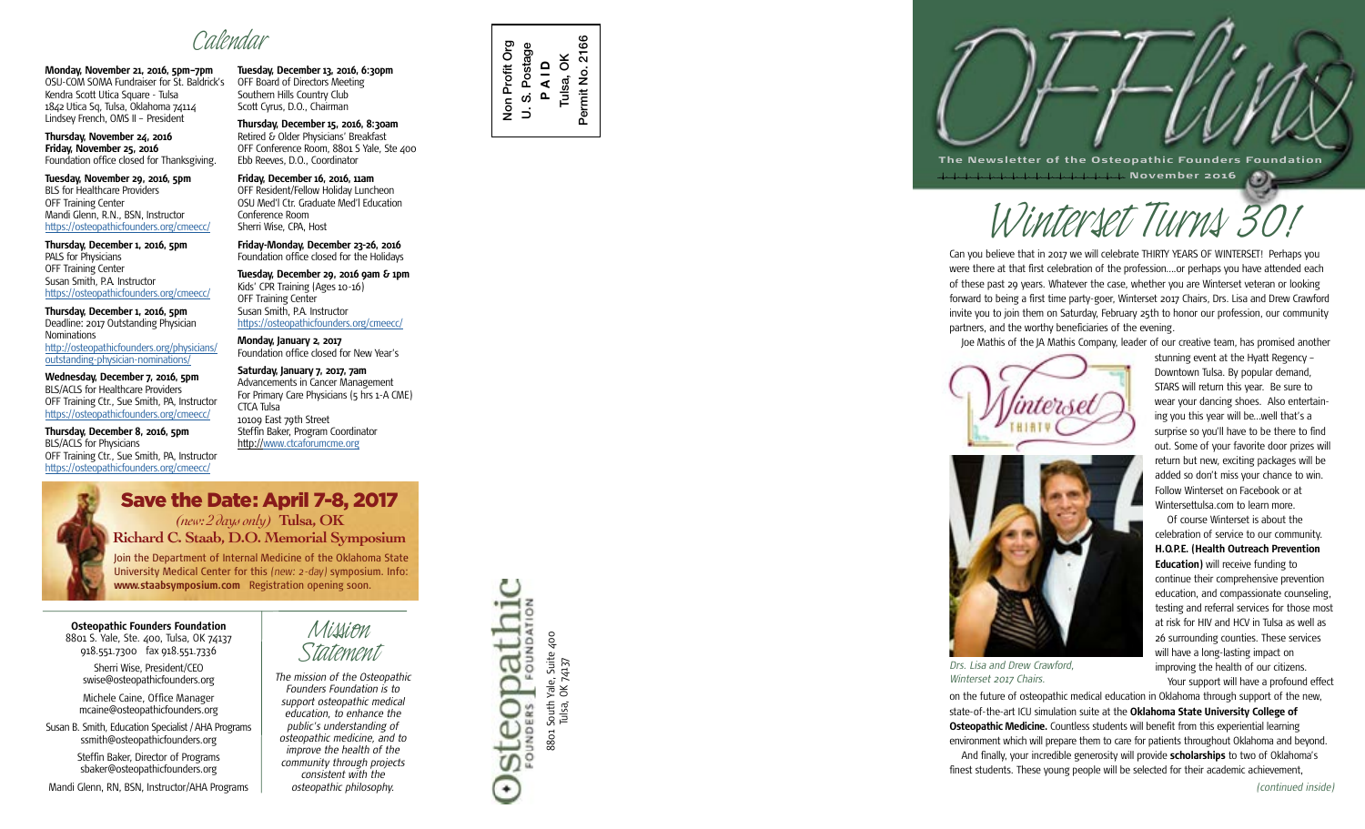# Calendar

**Monday, November 21, 2016, 5pm–7pm**
OSU-COM SOMA Fundraiser for St. Baldrick's
Kendra Scott Utica Square - Tulsa
1842 Utica Sq, Tulsa, Oklahoma 74114
Lindsey French, OMS II – President

**Thursday, November 24, 2016**
**Friday, November 25, 2016**
Foundation office closed for Thanksgiving.

**Tuesday, November 29, 2016, 5pm**
BLS for Healthcare Providers
OFF Training Center
Mandi Glenn, R.N., BSN, Instructor
https://osteopathicfounders.org/cmeecc/

**Thursday, December 1, 2016, 5pm**
PALS for Physicians
OFF Training Center
Susan Smith, P.A. Instructor
https://osteopathicfounders.org/cmeecc/

**Thursday, December 1, 2016, 5pm**
Deadline: 2017 Outstanding Physician Nominations
http://osteopathicfounders.org/physicians/outstanding-physician-nominations/

**Wednesday, December 7, 2016, 5pm**
BLS/ACLS for Healthcare Providers
OFF Training Ctr., Sue Smith, PA, Instructor
https://osteopathicfounders.org/cmeecc/

**Thursday, December 8, 2016, 5pm**
BLS/ACLS for Physicians
OFF Training Ctr., Sue Smith, PA, Instructor
https://osteopathicfounders.org/cmeecc/

**Tuesday, December 13, 2016, 6:30pm**
OFF Board of Directors Meeting
Southern Hills Country Club
Scott Cyrus, D.O., Chairman

**Thursday, December 15, 2016, 8:30am**
Retired & Older Physicians' Breakfast
OFF Conference Room, 8801 S Yale, Ste 400
Ebb Reeves, D.O., Coordinator

**Friday, December 16, 2016, 11am**
OFF Resident/Fellow Holiday Luncheon
OSU Med'l Ctr. Graduate Med'l Education Conference Room
Sherri Wise, CPA, Host

**Friday-Monday, December 23-26, 2016**
Foundation office closed for the Holidays

**Tuesday, December 29, 2016 9am & 1pm**
Kids' CPR Training (Ages 10-16)
OFF Training Center
Susan Smith, P.A. Instructor
https://osteopathicfounders.org/cmeecc/

**Monday, January 2, 2017**
Foundation office closed for New Year's

**Saturday, January 7, 2017, 7am**
Advancements in Cancer Management For Primary Care Physicians (5 hrs 1-A CME)
CTCA Tulsa
10109 East 79th Street
Steffin Baker, Program Coordinator
http://www.ctcaforumcme.org

## Save the Date: April 7-8, 2017

*(new: 2 days only)* **Tulsa, OK**

**Richard C. Staab, D.O. Memorial Symposium**

Join the Department of Internal Medicine of the Oklahoma State University Medical Center for this *(new: 2-day)* symposium. Info: **www.staabsymposium.com** Registration opening soon.

**Osteopathic Founders Foundation**
8801 S. Yale, Ste. 400, Tulsa, OK 74137
918.551.7300 fax 918.551.7336

Sherri Wise, President/CEO
swise@osteopathicfounders.org

Michele Caine, Office Manager
mcaine@osteopathicfounders.org

Susan B. Smith, Education Specialist / AHA Programs
ssmith@osteopathicfounders.org

Steffin Baker, Director of Programs
sbaker@osteopathicfounders.org

Mandi Glenn, RN, BSN, Instructor/AHA Programs

## Mission Statement

*The mission of the Osteopathic Founders Foundation is to support osteopathic medical education, to enhance the public's understanding of osteopathic medicine, and to improve the health of the community through projects consistent with the osteopathic philosophy.*

Non Profit Org
U. S. Postage
PAID
Tulsa, OK
Permit No. 2166

Osteopathic Founders Foundation
8801 South Yale, Suite 400
Tulsa, OK 74137

# OFFlins

The Newsletter of the Osteopathic Founders Foundation
November 2016

# Winterset Turns 30!

Can you believe that in 2017 we will celebrate THIRTY YEARS OF WINTERSET! Perhaps you were there at that first celebration of the profession....or perhaps you have attended each of these past 29 years. Whatever the case, whether you are Winterset veteran or looking forward to being a first time party-goer, Winterset 2017 Chairs, Drs. Lisa and Drew Crawford invite you to join them on Saturday, February 25th to honor our profession, our community partners, and the worthy beneficiaries of the evening.

Joe Mathis of the JA Mathis Company, leader of our creative team, has promised another stunning event at the Hyatt Regency – Downtown Tulsa. By popular demand, STARS will return this year. Be sure to wear your dancing shoes. Also entertaining you this year will be...well that's a surprise so you'll have to be there to find out. Some of your favorite door prizes will return but new, exciting packages will be added so don't miss your chance to win. Follow Winterset on Facebook or at Wintersettulsa.com to learn more.

*Drs. Lisa and Drew Crawford, Winterset 2017 Chairs.*

Of course Winterset is about the celebration of service to our community. **H.O.P.E. (Health Outreach Prevention Education)** will receive funding to continue their comprehensive prevention education, and compassionate counseling, testing and referral services for those most at risk for HIV and HCV in Tulsa as well as 26 surrounding counties. These services will have a long-lasting impact on improving the health of our citizens.

Your support will have a profound effect on the future of osteopathic medical education in Oklahoma through support of the new, state-of-the-art ICU simulation suite at the **Oklahoma State University College of Osteopathic Medicine.** Countless students will benefit from this experiential learning environment which will prepare them to care for patients throughout Oklahoma and beyond.

And finally, your incredible generosity will provide **scholarships** to two of Oklahoma's finest students. These young people will be selected for their academic achievement,

*(continued inside)*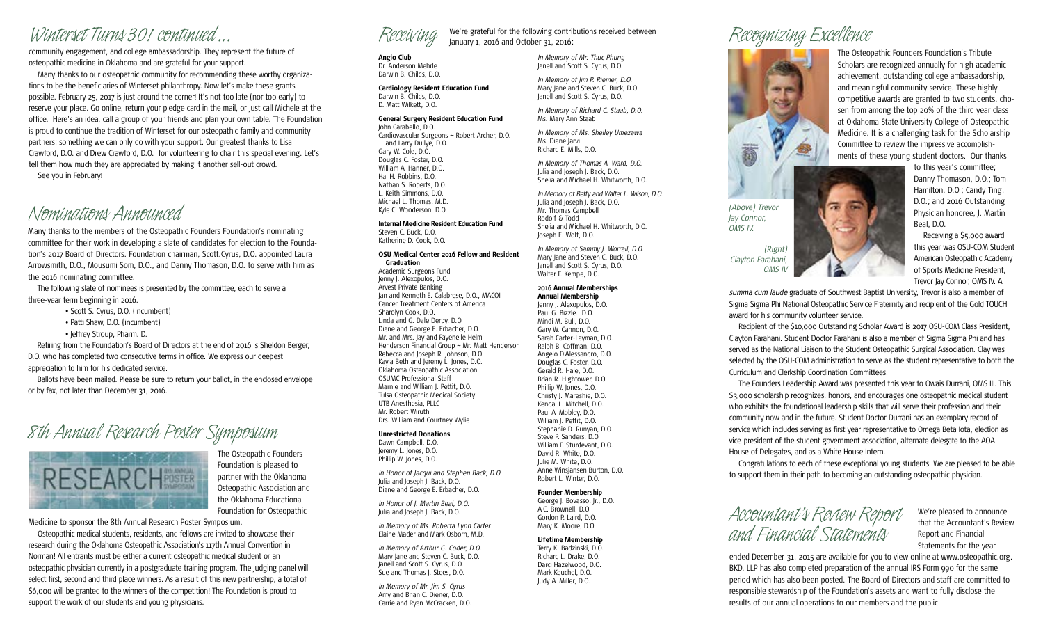## Winterset Turns 30! continued...

community engagement, and college ambassadorship. They represent the future of osteopathic medicine in Oklahoma and are grateful for your support.

Many thanks to our osteopathic community for recommending these worthy organizations to be the beneficiaries of Winterset philanthropy. Now let's make these grants possible. February 25, 2017 is just around the corner! It's not too late (nor too early) to reserve your place. Go online, return your pledge card in the mail, or just call Michele at the office. Here's an idea, call a group of your friends and plan your own table. The Foundation is proud to continue the tradition of Winterset for our osteopathic family and community partners; something we can only do with your support. Our greatest thanks to Lisa Crawford, D.O. and Drew Crawford, D.O. for volunteering to chair this special evening. Let's tell them how much they are appreciated by making it another sell-out crowd.

See you in February!

## Nominations Announced

Many thanks to the members of the Osteopathic Founders Foundation's nominating committee for their work in developing a slate of candidates for election to the Foundation's 2017 Board of Directors. Foundation chairman, Scott.Cyrus, D.O. appointed Laura Arrowsmith, D.O., Mousumi Som, D.O., and Danny Thomason, D.O. to serve with him as the 2016 nominating committee.

The following slate of nominees is presented by the committee, each to serve a three-year term beginning in 2016.

- Scott S. Cyrus, D.O. (incumbent)
- Patti Shaw, D.O. (incumbent)
- Jeffrey Stroup, Pharm. D.

Retiring from the Foundation's Board of Directors at the end of 2016 is Sheldon Berger, D.O. who has completed two consecutive terms in office. We express our deepest appreciation to him for his dedicated service.

Ballots have been mailed. Please be sure to return your ballot, in the enclosed envelope or by fax, not later than December 31, 2016.

## 8th Annual Research Poster Symposium

The Osteopathic Founders Foundation is pleased to partner with the Oklahoma Osteopathic Association and the Oklahoma Educational Foundation for Osteopathic Medicine to sponsor the 8th Annual Research Poster Symposium.

Osteopathic medical students, residents, and fellows are invited to showcase their research during the Oklahoma Osteopathic Association's 117th Annual Convention in Norman! All entrants must be either a current osteopathic medical student or an osteopathic physician currently in a postgraduate training program. The judging panel will select first, second and third place winners. As a result of this new partnership, a total of $6,000 will be granted to the winners of the competition! The Foundation is proud to support the work of our students and young physicians.

## Receiving

We're grateful for the following contributions received between January 1, 2016 and October 31, 2016:

**Angio Club**
Dr. Anderson Mehrle
Darwin B. Childs, D.O.

**Cardiology Resident Education Fund**
Darwin B. Childs, D.O.
D. Matt Wilkett, D.O.

**General Surgery Resident Education Fund**
John Carabello, D.O.
Cardiovascular Surgeons ~ Robert Archer, D.O. and Larry Dullye, D.O.
Gary W. Cole, D.O.
Douglas C. Foster, D.O.
William A. Hanner, D.O.
Hal H. Robbins, D.O.
Nathan S. Roberts, D.O.
L. Keith Simmons, D.O.
Michael L. Thomas, M.D.
Kyle C. Wooderson, D.O.

**Internal Medicine Resident Education Fund**
Steven C. Buck, D.O.
Katherine D. Cook, D.O.

**OSU Medical Center 2016 Fellow and Resident Graduation**
Academic Surgeons Fund
Jenny J. Alexopulos, D.O.
Arvest Private Banking
Jan and Kenneth E. Calabrese, D.O., MACOI
Cancer Treatment Centers of America
Sharolyn Cook, D.O.
Linda and G. Dale Derby, D.O.
Diane and George E. Erbacher, D.O.
Mr. and Mrs. Jay and Fayenelle Helm
Henderson Financial Group ~ Mr. Matt Henderson
Rebecca and Joseph R. Johnson, D.O.
Kayla Beth and Jeremy L. Jones, D.O.
Oklahoma Osteopathic Association
OSUMC Professional Staff
Marnie and William J. Pettit, D.O.
Tulsa Osteopathic Medical Society
UTB Anesthesia, PLLC
Mr. Robert Wiruth
Drs. William and Courtney Wylie

**Unrestricted Donations**
Dawn Campbell, D.O.
Jeremy L. Jones, D.O.
Phillip W. Jones, D.O.

*In Honor of Jacqui and Stephen Back, D.O.*
Julia and Joseph J. Back, D.O.
Diane and George E. Erbacher, D.O.

*In Honor of J. Martin Beal, D.O.*
Julia and Joseph J. Back, D.O.

*In Memory of Ms. Roberta Lynn Carter*
Elaine Mader and Mark Osborn, M.D.

*In Memory of Arthur G. Coder, D.O.*
Mary Jane and Steven C. Buck, D.O.
Janell and Scott S. Cyrus, D.O.
Sue and Thomas J. Stees, D.O.

*In Memory of Mr. Jim S. Cyrus*
Amy and Brian C. Diener, D.O.
Carrie and Ryan McCracken, D.O.

*In Memory of Mr. Thuc Phung*
Janell and Scott S. Cyrus, D.O.

*In Memory of Jim P. Riemer, D.O.*
Mary Jane and Steven C. Buck, D.O.
Janell and Scott S. Cyrus, D.O.

*In Memory of Richard C. Staab, D.O.*
Ms. Mary Ann Staab

*In Memory of Ms. Shelley Umezawa*
Ms. Diane Jarvi
Richard E. Mills, D.O.

*In Memory of Thomas A. Ward, D.O.*
Julia and Joseph J. Back, D.O.
Shelia and Michael H. Whitworth, D.O.

*In Memory of Betty and Walter L. Wilson, D.O.*
Julia and Joseph J. Back, D.O.
Mr. Thomas Campbell
Rodolf & Todd
Shelia and Michael H. Whitworth, D.O.
Joseph E. Wolf, D.O.

*In Memory of Sammy J. Worrall, D.O.*
Mary Jane and Steven C. Buck, D.O.
Janell and Scott S. Cyrus, D.O.
Walter F. Kempe, D.O.

**2016 Annual Memberships**

**Annual Membership**
Jenny J. Alexopulos, D.O.
Paul G. Bizzle., D.O.
Mindi M. Bull, D.O.
Gary W. Cannon, D.O.
Sarah Carter-Layman, D.O.
Ralph B. Coffman, D.O.
Angelo D'Alessandro, D.O.
Douglas C. Foster, D.O.
Gerald R. Hale, D.O.
Brian R. Hightower, D.O.
Phillip W. Jones, D.O.
Christy J. Mareshie, D.O.
Kendal L. Mitchell, D.O.
Paul A. Mobley, D.O.
William J. Pettit, D.O.
Stephanie D. Runyan, D.O.
Steve P. Sanders, D.O.
William F. Sturdevant, D.O.
David R. White, D.O.
Julie M. White, D.O.
Anne Winsjansen Burton, D.O.
Robert L. Winter, D.O.

**Founder Membership**
George J. Bovasso, Jr., D.O.
A.C. Brownell, D.O.
Gordon P. Laird, D.O.
Mary K. Moore, D.O.

**Lifetime Membership**
Terry K. Badzinski, D.O.
Richard L. Drake, D.O.
Darci Hazelwood, D.O.
Mark Keuchel, D.O.
Judy A. Miller, D.O.

## Recognizing Excellence

The Osteopathic Founders Foundation's Tribute Scholars are recognized annually for high academic achievement, outstanding college ambassadorship, and meaningful community service. These highly competitive awards are granted to two students, chosen from among the top 20% of the third year class at Oklahoma State University College of Osteopathic Medicine. It is a challenging task for the Scholarship Committee to review the impressive accomplishments of these young student doctors. Our thanks to this year's committee; Danny Thomason, D.O.; Tom Hamilton, D.O.; Candy Ting, D.O.; and 2016 Outstanding Physician honoree, J. Martin Beal, D.O.

*(Above) Trevor Jay Connor, OMS IV.*

*(Right) Clayton Farahani, OMS IV*

Receiving a $5,000 award this year was OSU-COM Student American Osteopathic Academy of Sports Medicine President, Trevor Jay Connor, OMS IV. A *summa cum laude* graduate of Southwest Baptist University, Trevor is also a member of Sigma Sigma Phi National Osteopathic Service Fraternity and recipient of the Gold TOUCH award for his community volunteer service.

Recipient of the $10,000 Outstanding Scholar Award is 2017 OSU-COM Class President, Clayton Farahani. Student Doctor Farahani is also a member of Sigma Sigma Phi and has served as the National Liaison to the Student Osteopathic Surgical Association. Clay was selected by the OSU-COM administration to serve as the student representative to both the Curriculum and Clerkship Coordination Committees.

The Founders Leadership Award was presented this year to Owais Durrani, OMS III. This $3,000 scholarship recognizes, honors, and encourages one osteopathic medical student who exhibits the foundational leadership skills that will serve their profession and their community now and in the future. Student Doctor Durrani has an exemplary record of service which includes serving as first year representative to Omega Beta Iota, election as vice-president of the student government association, alternate delegate to the AOA House of Delegates, and as a White House Intern.

Congratulations to each of these exceptional young students. We are pleased to be able to support them in their path to becoming an outstanding osteopathic physician.

## Accountant's Review Report and Financial Statements

We're pleased to announce that the Accountant's Review Report and Financial Statements for the year ended December 31, 2015 are available for you to view online at www.osteopathic.org. BKD, LLP has also completed preparation of the annual IRS Form 990 for the same period which has also been posted. The Board of Directors and staff are committed to responsible stewardship of the Foundation's assets and want to fully disclose the results of our annual operations to our members and the public.